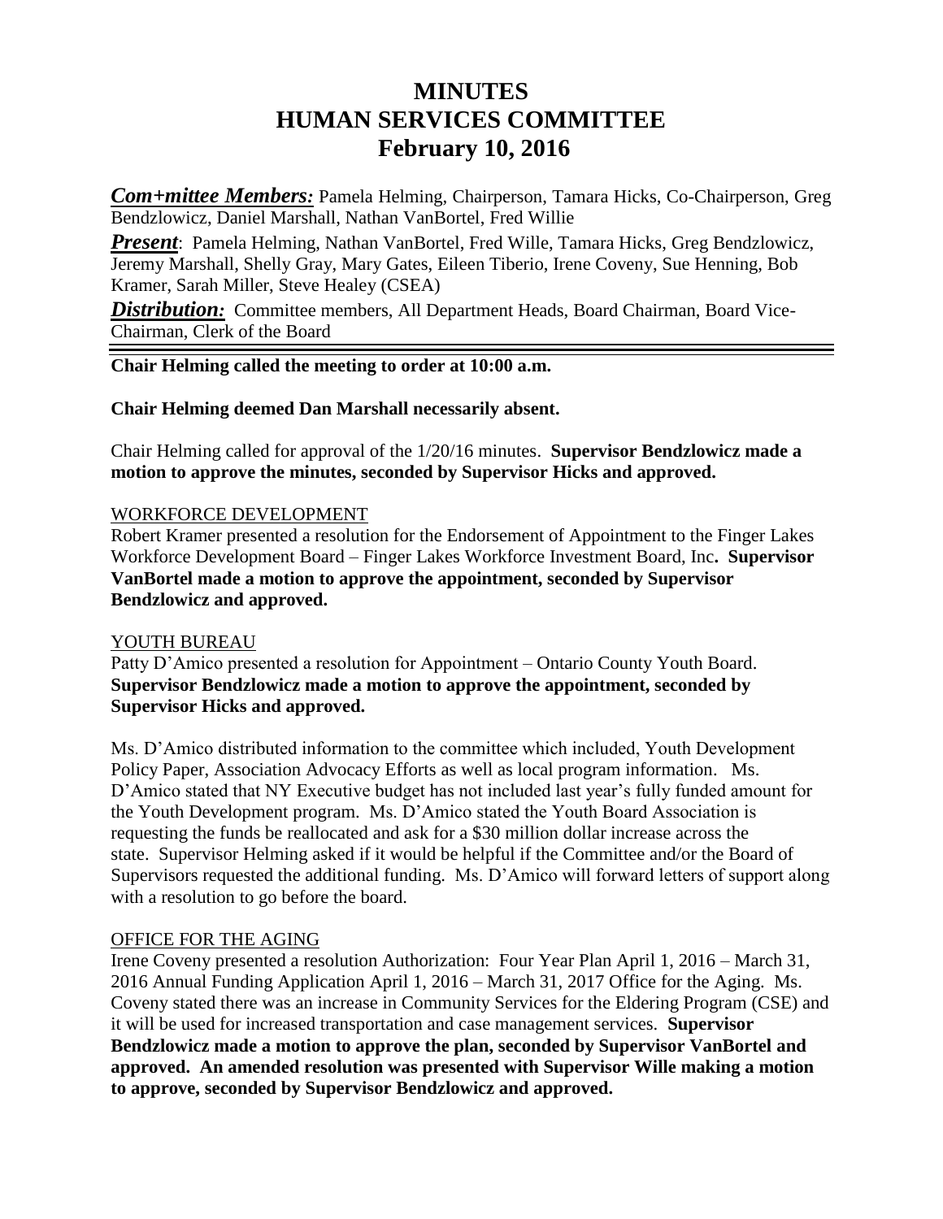# MINUTES
# HUMAN SERVICES COMMITTEE
# February 10, 2016

***Com+mittee Members:*** Pamela Helming, Chairperson, Tamara Hicks, Co-Chairperson, Greg Bendzlowicz, Daniel Marshall, Nathan VanBortel, Fred Willie

***Present***: Pamela Helming, Nathan VanBortel, Fred Wille, Tamara Hicks, Greg Bendzlowicz, Jeremy Marshall, Shelly Gray, Mary Gates, Eileen Tiberio, Irene Coveny, Sue Henning, Bob Kramer, Sarah Miller, Steve Healey (CSEA)

***Distribution:*** Committee members, All Department Heads, Board Chairman, Board Vice-Chairman, Clerk of the Board

---

**Chair Helming called the meeting to order at 10:00 a.m.**

**Chair Helming deemed Dan Marshall necessarily absent.**

Chair Helming called for approval of the 1/20/16 minutes. **Supervisor Bendzlowicz made a motion to approve the minutes, seconded by Supervisor Hicks and approved.**

WORKFORCE DEVELOPMENT

Robert Kramer presented a resolution for the Endorsement of Appointment to the Finger Lakes Workforce Development Board – Finger Lakes Workforce Investment Board, Inc**. Supervisor VanBortel made a motion to approve the appointment, seconded by Supervisor Bendzlowicz and approved.**

YOUTH BUREAU

Patty D'Amico presented a resolution for Appointment – Ontario County Youth Board. **Supervisor Bendzlowicz made a motion to approve the appointment, seconded by Supervisor Hicks and approved.**

Ms. D'Amico distributed information to the committee which included, Youth Development Policy Paper, Association Advocacy Efforts as well as local program information. Ms. D'Amico stated that NY Executive budget has not included last year's fully funded amount for the Youth Development program. Ms. D'Amico stated the Youth Board Association is requesting the funds be reallocated and ask for a $30 million dollar increase across the state. Supervisor Helming asked if it would be helpful if the Committee and/or the Board of Supervisors requested the additional funding. Ms. D'Amico will forward letters of support along with a resolution to go before the board.

OFFICE FOR THE AGING

Irene Coveny presented a resolution Authorization: Four Year Plan April 1, 2016 – March 31, 2016 Annual Funding Application April 1, 2016 – March 31, 2017 Office for the Aging. Ms. Coveny stated there was an increase in Community Services for the Eldering Program (CSE) and it will be used for increased transportation and case management services. **Supervisor Bendzlowicz made a motion to approve the plan, seconded by Supervisor VanBortel and approved. An amended resolution was presented with Supervisor Wille making a motion to approve, seconded by Supervisor Bendzlowicz and approved.**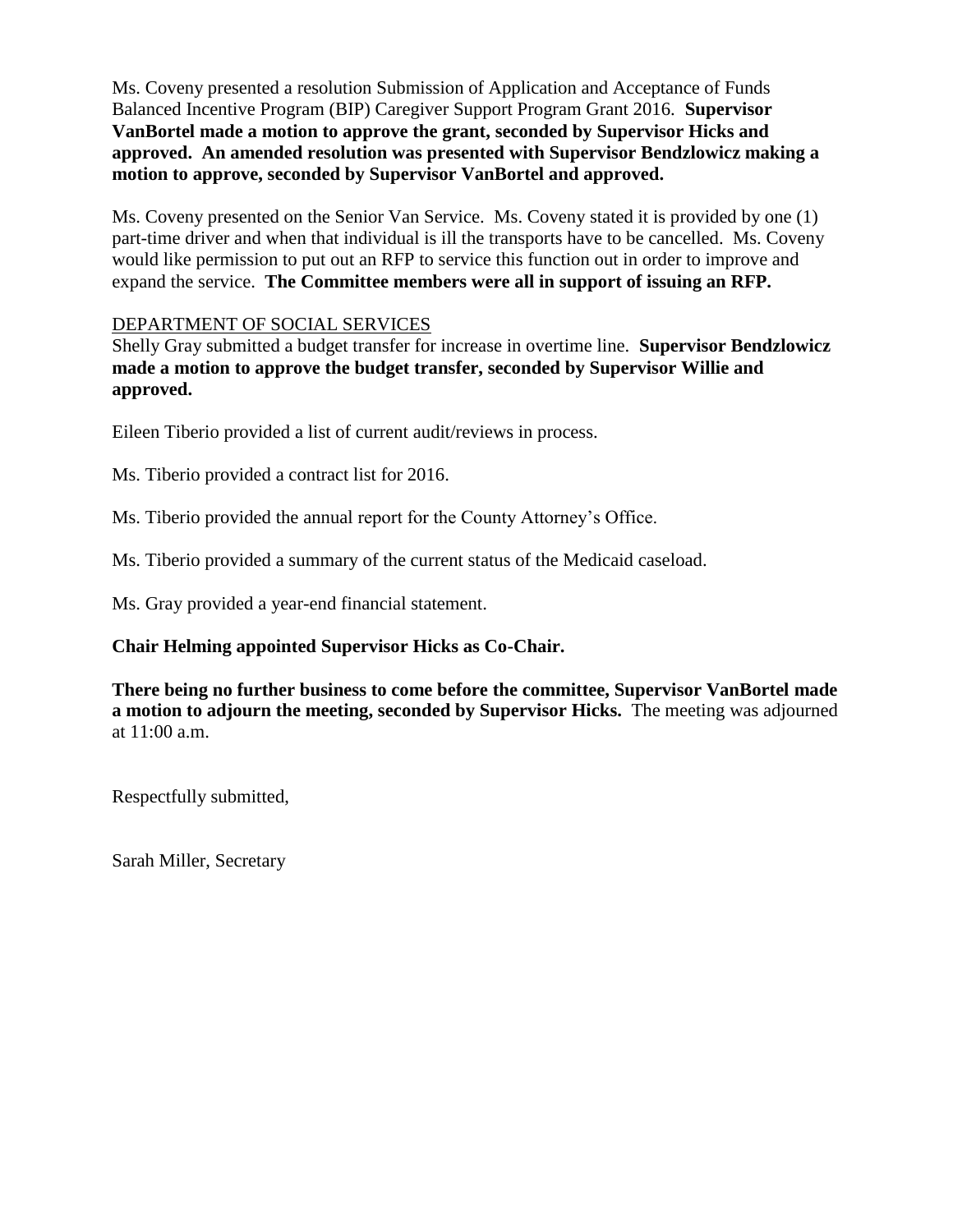Ms. Coveny presented a resolution Submission of Application and Acceptance of Funds Balanced Incentive Program (BIP) Caregiver Support Program Grant 2016. **Supervisor VanBortel made a motion to approve the grant, seconded by Supervisor Hicks and approved. An amended resolution was presented with Supervisor Bendzlowicz making a motion to approve, seconded by Supervisor VanBortel and approved.**

Ms. Coveny presented on the Senior Van Service. Ms. Coveny stated it is provided by one (1) part-time driver and when that individual is ill the transports have to be cancelled. Ms. Coveny would like permission to put out an RFP to service this function out in order to improve and expand the service. **The Committee members were all in support of issuing an RFP.**

<u>DEPARTMENT OF SOCIAL SERVICES</u>

Shelly Gray submitted a budget transfer for increase in overtime line. **Supervisor Bendzlowicz made a motion to approve the budget transfer, seconded by Supervisor Willie and approved.**

Eileen Tiberio provided a list of current audit/reviews in process.

Ms. Tiberio provided a contract list for 2016.

Ms. Tiberio provided the annual report for the County Attorney's Office.

Ms. Tiberio provided a summary of the current status of the Medicaid caseload.

Ms. Gray provided a year-end financial statement.

**Chair Helming appointed Supervisor Hicks as Co-Chair.**

**There being no further business to come before the committee, Supervisor VanBortel made a motion to adjourn the meeting, seconded by Supervisor Hicks.** The meeting was adjourned at 11:00 a.m.

Respectfully submitted,

Sarah Miller, Secretary